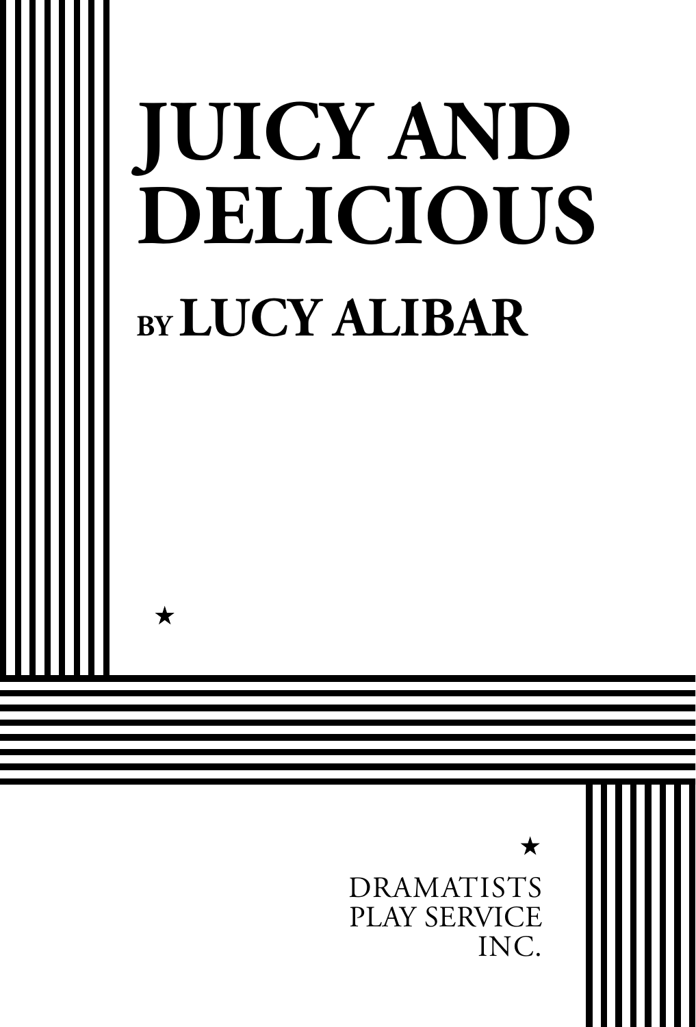# JUICY AND DELICIOUS

BY **LUCY ALIBAR**

★

★

DRAMATISTS
PLAY SERVICE
INC.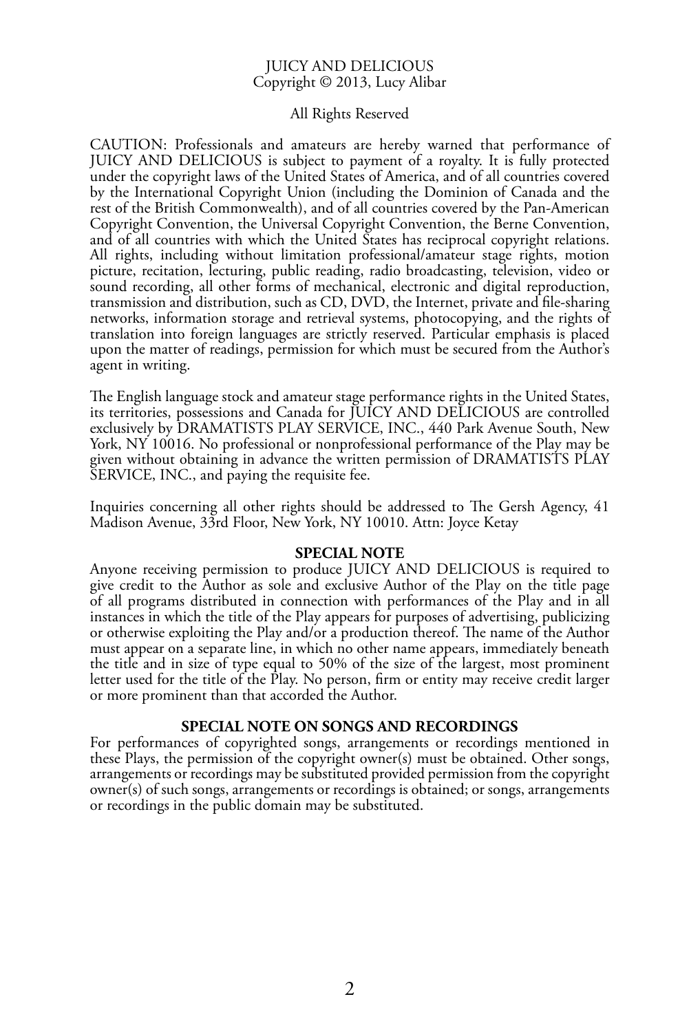JUICY AND DELICIOUS
Copyright © 2013, Lucy Alibar

All Rights Reserved

CAUTION: Professionals and amateurs are hereby warned that performance of JUICY AND DELICIOUS is subject to payment of a royalty. It is fully protected under the copyright laws of the United States of America, and of all countries covered by the International Copyright Union (including the Dominion of Canada and the rest of the British Commonwealth), and of all countries covered by the Pan-American Copyright Convention, the Universal Copyright Convention, the Berne Convention, and of all countries with which the United States has reciprocal copyright relations. All rights, including without limitation professional/amateur stage rights, motion picture, recitation, lecturing, public reading, radio broadcasting, television, video or sound recording, all other forms of mechanical, electronic and digital reproduction, transmission and distribution, such as CD, DVD, the Internet, private and file-sharing networks, information storage and retrieval systems, photocopying, and the rights of translation into foreign languages are strictly reserved. Particular emphasis is placed upon the matter of readings, permission for which must be secured from the Author's agent in writing.

The English language stock and amateur stage performance rights in the United States, its territories, possessions and Canada for JUICY AND DELICIOUS are controlled exclusively by DRAMATISTS PLAY SERVICE, INC., 440 Park Avenue South, New York, NY 10016. No professional or nonprofessional performance of the Play may be given without obtaining in advance the written permission of DRAMATISTS PLAY SERVICE, INC., and paying the requisite fee.

Inquiries concerning all other rights should be addressed to The Gersh Agency, 41 Madison Avenue, 33rd Floor, New York, NY 10010. Attn: Joyce Ketay

**SPECIAL NOTE**

Anyone receiving permission to produce JUICY AND DELICIOUS is required to give credit to the Author as sole and exclusive Author of the Play on the title page of all programs distributed in connection with performances of the Play and in all instances in which the title of the Play appears for purposes of advertising, publicizing or otherwise exploiting the Play and/or a production thereof. The name of the Author must appear on a separate line, in which no other name appears, immediately beneath the title and in size of type equal to 50% of the size of the largest, most prominent letter used for the title of the Play. No person, firm or entity may receive credit larger or more prominent than that accorded the Author.

**SPECIAL NOTE ON SONGS AND RECORDINGS**

For performances of copyrighted songs, arrangements or recordings mentioned in these Plays, the permission of the copyright owner(s) must be obtained. Other songs, arrangements or recordings may be substituted provided permission from the copyright owner(s) of such songs, arrangements or recordings is obtained; or songs, arrangements or recordings in the public domain may be substituted.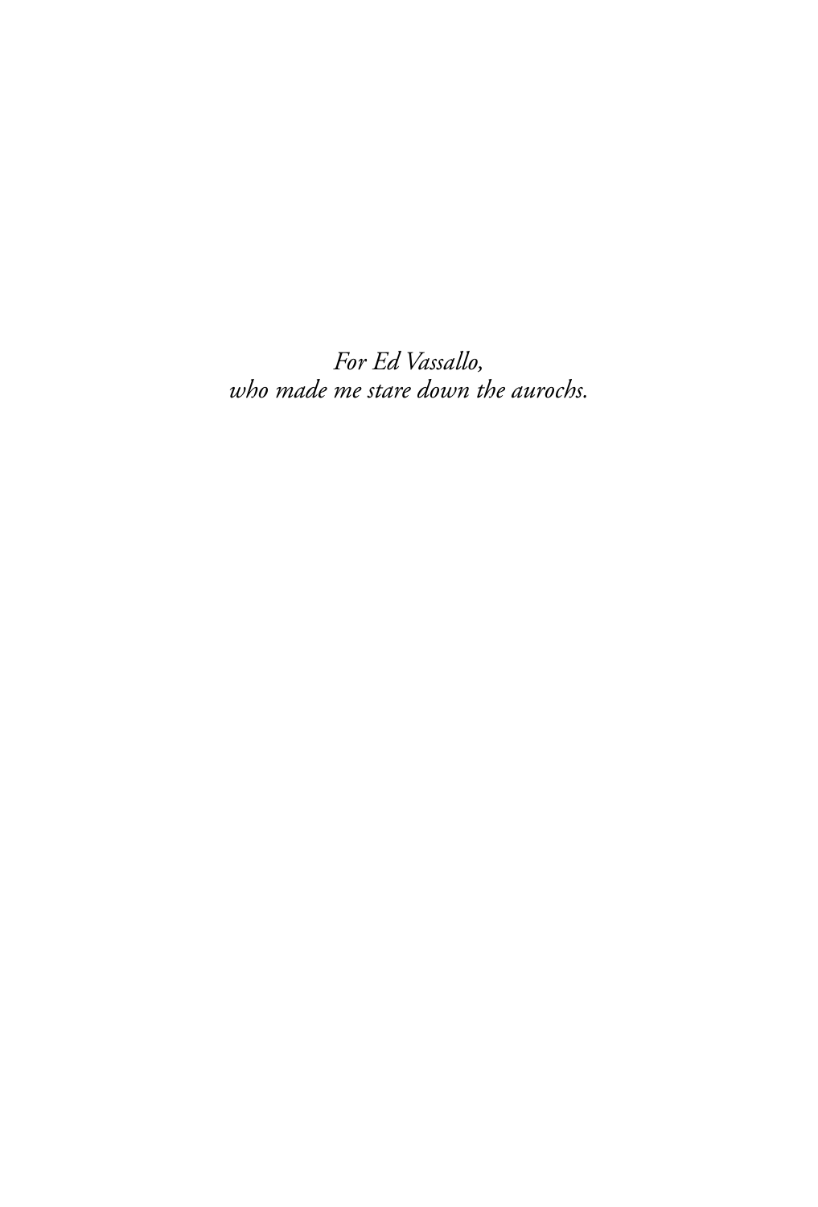*For Ed Vassallo,*
*who made me stare down the aurochs.*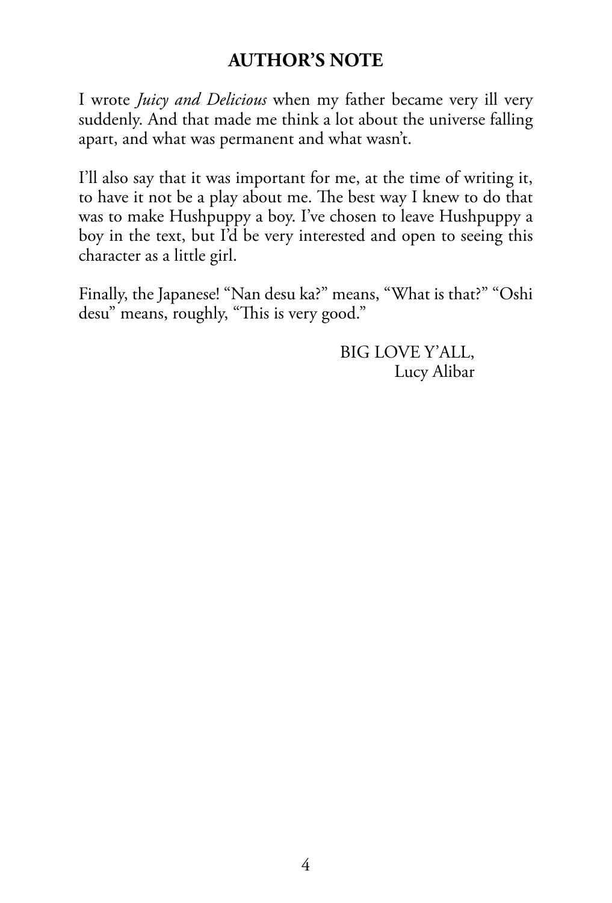## AUTHOR'S NOTE

I wrote *Juicy and Delicious* when my father became very ill very suddenly. And that made me think a lot about the universe falling apart, and what was permanent and what wasn't.

I'll also say that it was important for me, at the time of writing it, to have it not be a play about me. The best way I knew to do that was to make Hushpuppy a boy. I've chosen to leave Hushpuppy a boy in the text, but I'd be very interested and open to seeing this character as a little girl.

Finally, the Japanese! "Nan desu ka?" means, "What is that?" "Oshi desu" means, roughly, "This is very good."

BIG LOVE Y'ALL,
Lucy Alibar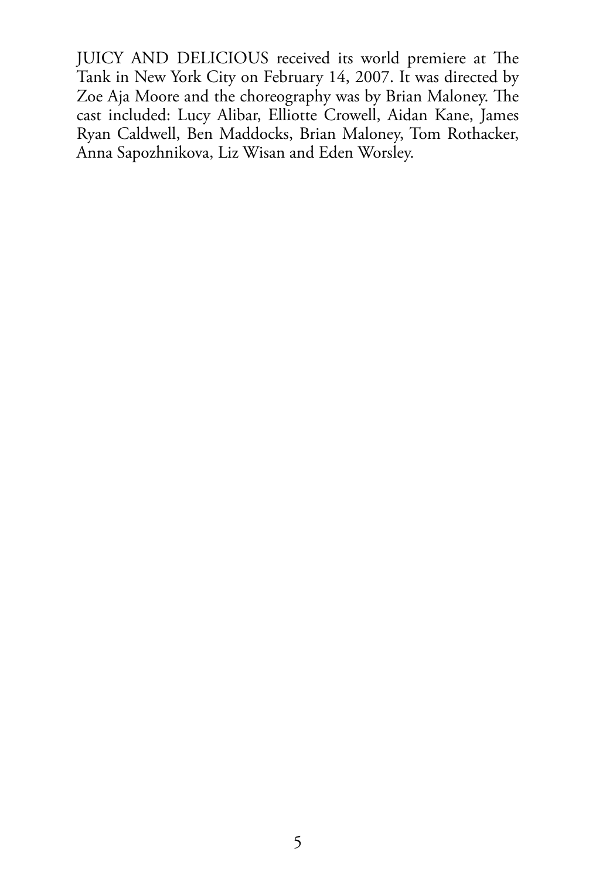JUICY AND DELICIOUS received its world premiere at The Tank in New York City on February 14, 2007. It was directed by Zoe Aja Moore and the choreography was by Brian Maloney. The cast included: Lucy Alibar, Elliotte Crowell, Aidan Kane, James Ryan Caldwell, Ben Maddocks, Brian Maloney, Tom Rothacker, Anna Sapozhnikova, Liz Wisan and Eden Worsley.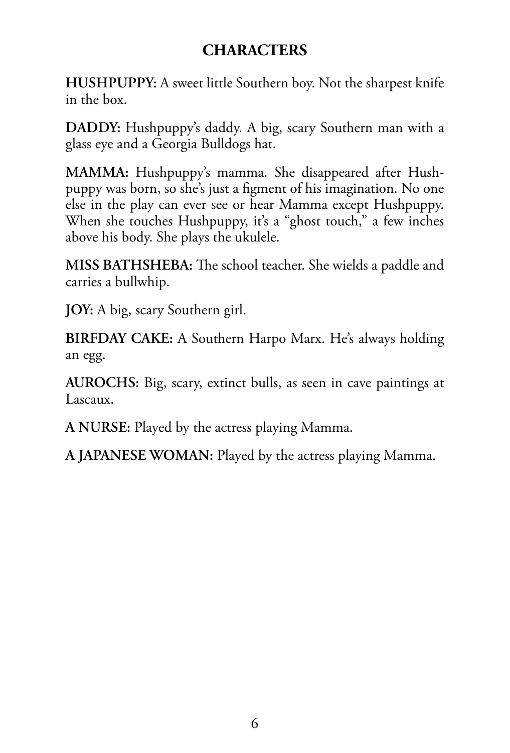## CHARACTERS

**HUSHPUPPY:** A sweet little Southern boy. Not the sharpest knife in the box.

**DADDY:** Hushpuppy's daddy. A big, scary Southern man with a glass eye and a Georgia Bulldogs hat.

**MAMMA:** Hushpuppy's mamma. She disappeared after Hushpuppy was born, so she's just a figment of his imagination. No one else in the play can ever see or hear Mamma except Hushpuppy. When she touches Hushpuppy, it's a "ghost touch," a few inches above his body. She plays the ukulele.

**MISS BATHSHEBA:** The school teacher. She wields a paddle and carries a bullwhip.

**JOY:** A big, scary Southern girl.

**BIRFDAY CAKE:** A Southern Harpo Marx. He's always holding an egg.

**AUROCHS:** Big, scary, extinct bulls, as seen in cave paintings at Lascaux.

**A NURSE:** Played by the actress playing Mamma.

**A JAPANESE WOMAN:** Played by the actress playing Mamma.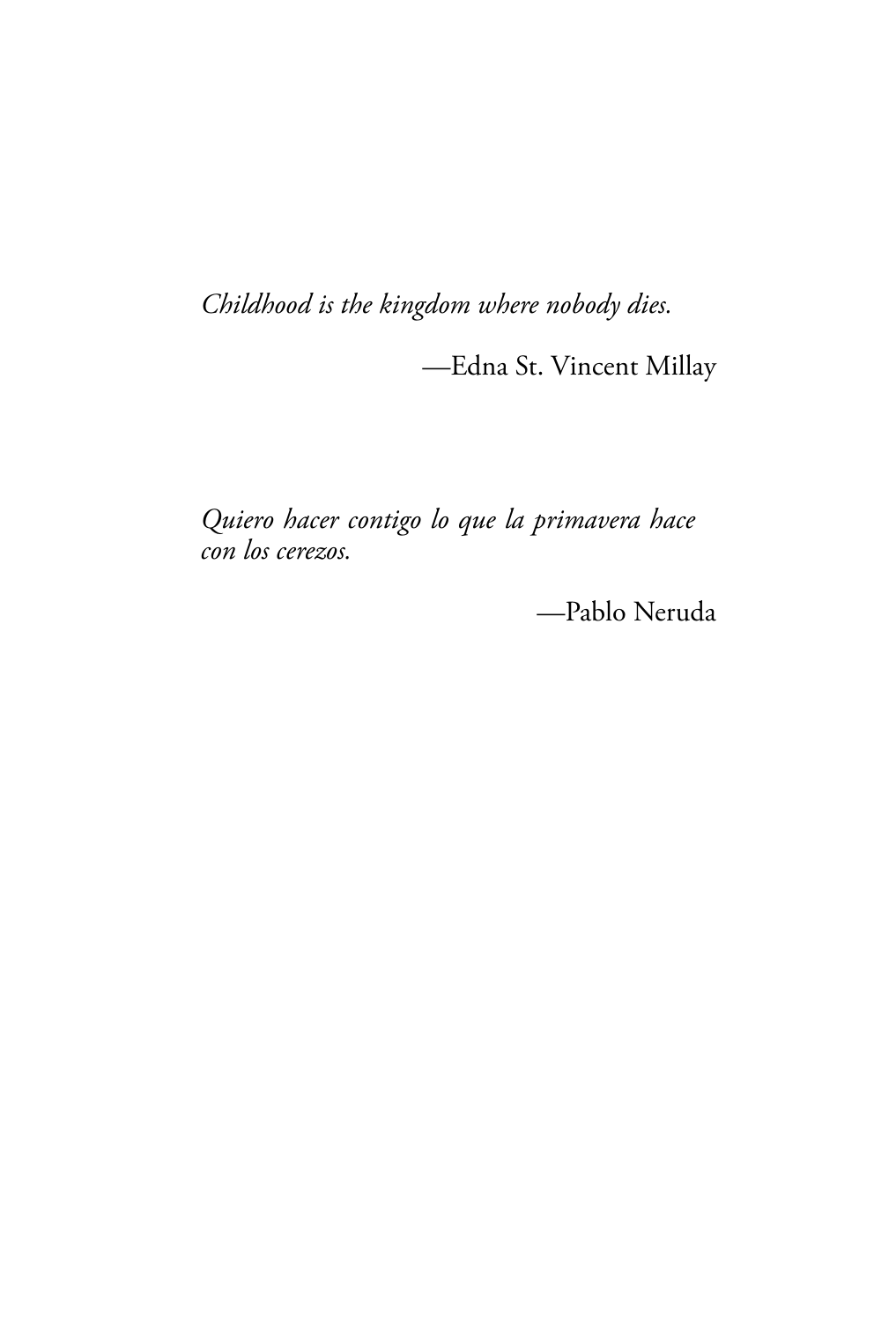*Childhood is the kingdom where nobody dies.*

—Edna St. Vincent Millay

*Quiero hacer contigo lo que la primavera hace con los cerezos.*

—Pablo Neruda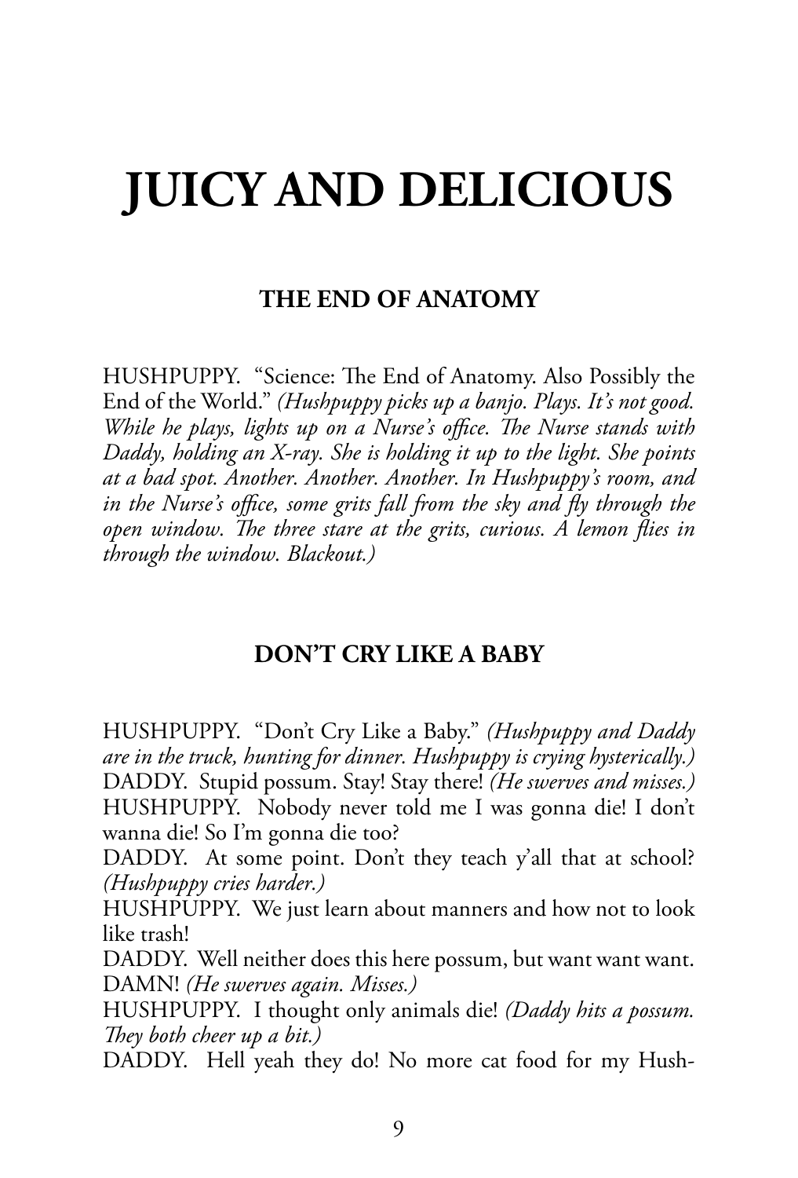# JUICY AND DELICIOUS

## THE END OF ANATOMY

HUSHPUPPY. "Science: The End of Anatomy. Also Possibly the End of the World." *(Hushpuppy picks up a banjo. Plays. It's not good. While he plays, lights up on a Nurse's office. The Nurse stands with Daddy, holding an X-ray. She is holding it up to the light. She points at a bad spot. Another. Another. Another. In Hushpuppy's room, and in the Nurse's office, some grits fall from the sky and fly through the open window. The three stare at the grits, curious. A lemon flies in through the window. Blackout.)*

## DON'T CRY LIKE A BABY

HUSHPUPPY. "Don't Cry Like a Baby." *(Hushpuppy and Daddy are in the truck, hunting for dinner. Hushpuppy is crying hysterically.)*
DADDY. Stupid possum. Stay! Stay there! *(He swerves and misses.)*
HUSHPUPPY. Nobody never told me I was gonna die! I don't wanna die! So I'm gonna die too?
DADDY. At some point. Don't they teach y'all that at school? *(Hushpuppy cries harder.)*
HUSHPUPPY. We just learn about manners and how not to look like trash!
DADDY. Well neither does this here possum, but want want want. DAMN! *(He swerves again. Misses.)*
HUSHPUPPY. I thought only animals die! *(Daddy hits a possum. They both cheer up a bit.)*
DADDY. Hell yeah they do! No more cat food for my Hush-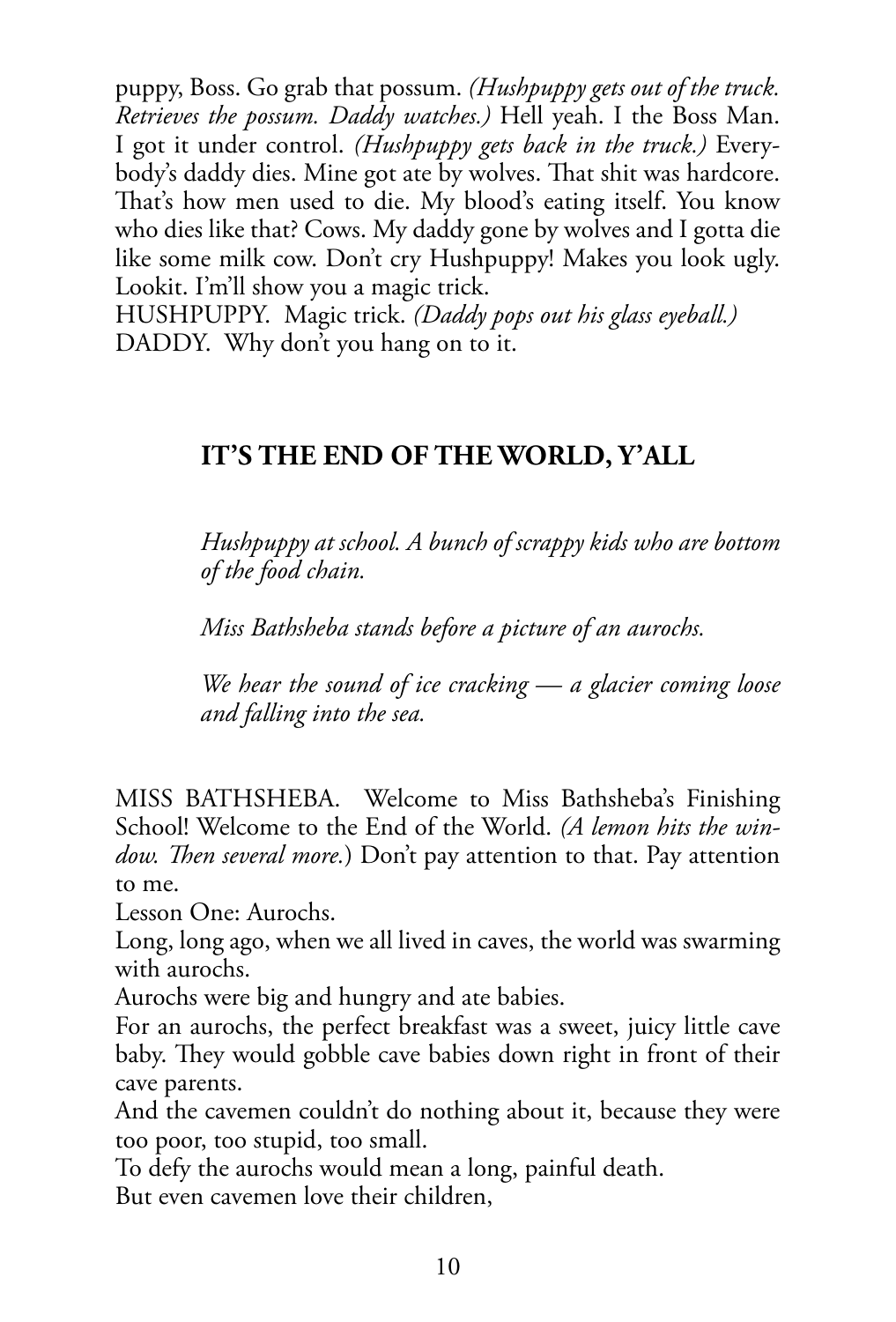puppy, Boss. Go grab that possum. *(Hushpuppy gets out of the truck. Retrieves the possum. Daddy watches.)* Hell yeah. I the Boss Man. I got it under control. *(Hushpuppy gets back in the truck.)* Everybody's daddy dies. Mine got ate by wolves. That shit was hardcore. That's how men used to die. My blood's eating itself. You know who dies like that? Cows. My daddy gone by wolves and I gotta die like some milk cow. Don't cry Hushpuppy! Makes you look ugly. Lookit. I'm'll show you a magic trick.

HUSHPUPPY. Magic trick. *(Daddy pops out his glass eyeball.)*

DADDY. Why don't you hang on to it.

## IT'S THE END OF THE WORLD, Y'ALL

*Hushpuppy at school. A bunch of scrappy kids who are bottom of the food chain.*

*Miss Bathsheba stands before a picture of an aurochs.*

*We hear the sound of ice cracking — a glacier coming loose and falling into the sea.*

MISS BATHSHEBA. Welcome to Miss Bathsheba's Finishing School! Welcome to the End of the World. *(A lemon hits the window. Then several more.)* Don't pay attention to that. Pay attention to me.

Lesson One: Aurochs.

Long, long ago, when we all lived in caves, the world was swarming with aurochs.

Aurochs were big and hungry and ate babies.

For an aurochs, the perfect breakfast was a sweet, juicy little cave baby. They would gobble cave babies down right in front of their cave parents.

And the cavemen couldn't do nothing about it, because they were too poor, too stupid, too small.

To defy the aurochs would mean a long, painful death.

But even cavemen love their children,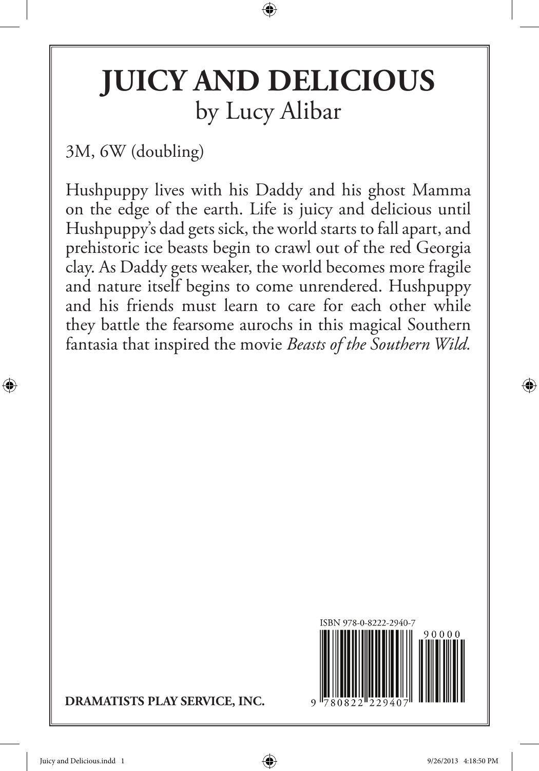# JUICY AND DELICIOUS
## by Lucy Alibar

3M, 6W (doubling)

Hushpuppy lives with his Daddy and his ghost Mamma on the edge of the earth. Life is juicy and delicious until Hushpuppy's dad gets sick, the world starts to fall apart, and prehistoric ice beasts begin to crawl out of the red Georgia clay. As Daddy gets weaker, the world becomes more fragile and nature itself begins to come unrendered. Hushpuppy and his friends must learn to care for each other while they battle the fearsome aurochs in this magical Southern fantasia that inspired the movie *Beasts of the Southern Wild.*

ISBN 978-0-8222-2940-7

90000

9 780822 229407

**DRAMATISTS PLAY SERVICE, INC.**